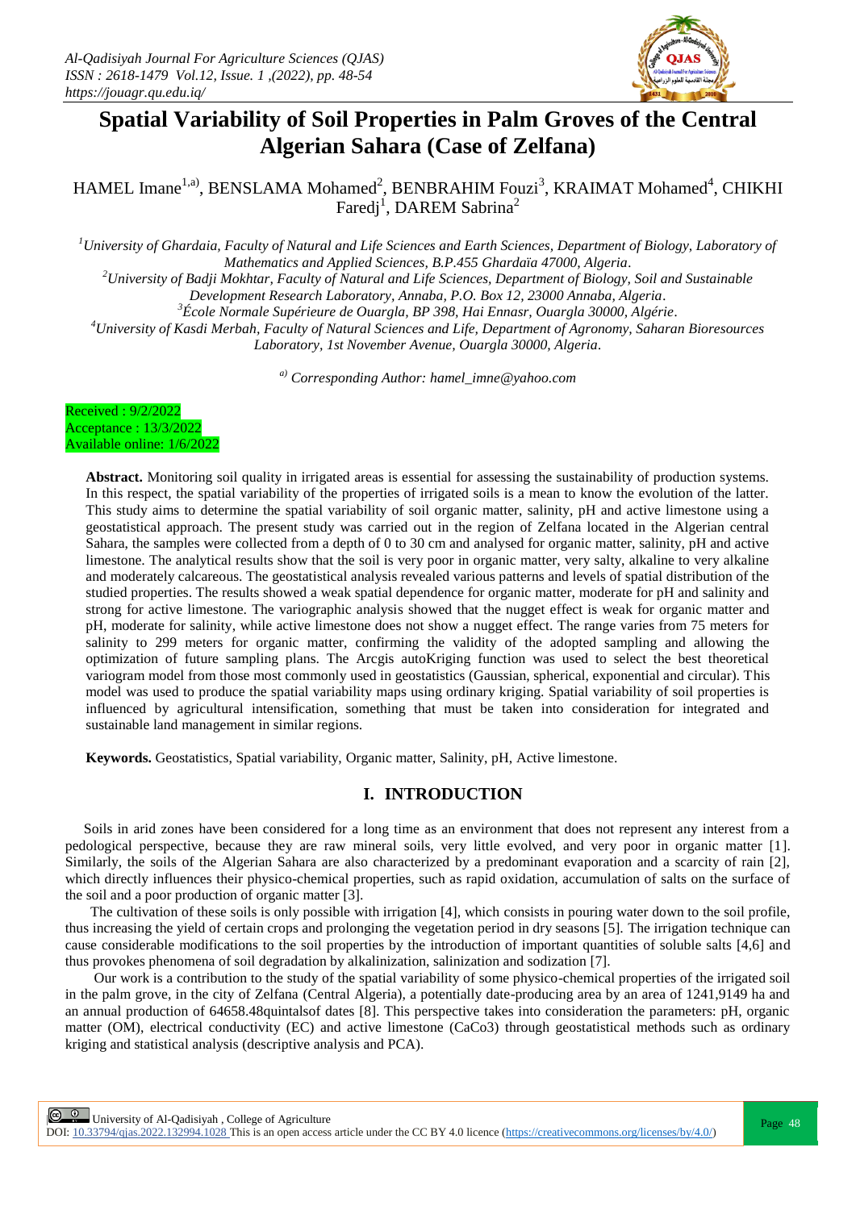# Spatial Variability of Soil Properties in Palm Groves of the Central Algerian Sahara (Case of Zelfana)

HAMEL Imane[1,a)], BENSLAMA Mohamed[2], BENBRAHIM Fouzi[3], KRAIMAT Mohamed[4], CHIKHI Faredj[1], DAREM Sabrina[2]

[1]*University of Ghardaia, Faculty of Natural and Life Sciences and Earth Sciences, Department of Biology, Laboratory of Mathematics and Applied Sciences, B.P.455 Ghardaïa 47000, Algeria.*

[2]*University of Badji Mokhtar, Faculty of Natural and Life Sciences, Department of Biology, Soil and Sustainable Development Research Laboratory, Annaba, P.O. Box 12, 23000 Annaba, Algeria.*

[3]*École Normale Supérieure de Ouargla, BP 398, Hai Ennasr, Ouargla 30000, Algérie.*

[4]*University of Kasdi Merbah, Faculty of Natural Sciences and Life, Department of Agronomy, Saharan Bioresources Laboratory, 1st November Avenue, Ouargla 30000, Algeria.*

[a)] *Corresponding Author: hamel_imne@yahoo.com*

Received : 9/2/2022
Acceptance : 13/3/2022
Available online: 1/6/2022

**Abstract.** Monitoring soil quality in irrigated areas is essential for assessing the sustainability of production systems. In this respect, the spatial variability of the properties of irrigated soils is a mean to know the evolution of the latter. This study aims to determine the spatial variability of soil organic matter, salinity, pH and active limestone using a geostatistical approach. The present study was carried out in the region of Zelfana located in the Algerian central Sahara, the samples were collected from a depth of 0 to 30 cm and analysed for organic matter, salinity, pH and active limestone. The analytical results show that the soil is very poor in organic matter, very salty, alkaline to very alkaline and moderately calcareous. The geostatistical analysis revealed various patterns and levels of spatial distribution of the studied properties. The results showed a weak spatial dependence for organic matter, moderate for pH and salinity and strong for active limestone. The variographic analysis showed that the nugget effect is weak for organic matter and pH, moderate for salinity, while active limestone does not show a nugget effect. The range varies from 75 meters for salinity to 299 meters for organic matter, confirming the validity of the adopted sampling and allowing the optimization of future sampling plans. The Arcgis autoKriging function was used to select the best theoretical variogram model from those most commonly used in geostatistics (Gaussian, spherical, exponential and circular). This model was used to produce the spatial variability maps using ordinary kriging. Spatial variability of soil properties is influenced by agricultural intensification, something that must be taken into consideration for integrated and sustainable land management in similar regions.

**Keywords.** Geostatistics, Spatial variability, Organic matter, Salinity, pH, Active limestone.

## I. INTRODUCTION

Soils in arid zones have been considered for a long time as an environment that does not represent any interest from a pedological perspective, because they are raw mineral soils, very little evolved, and very poor in organic matter [1]. Similarly, the soils of the Algerian Sahara are also characterized by a predominant evaporation and a scarcity of rain [2], which directly influences their physico-chemical properties, such as rapid oxidation, accumulation of salts on the surface of the soil and a poor production of organic matter [3].

The cultivation of these soils is only possible with irrigation [4], which consists in pouring water down to the soil profile, thus increasing the yield of certain crops and prolonging the vegetation period in dry seasons [5]. The irrigation technique can cause considerable modifications to the soil properties by the introduction of important quantities of soluble salts [4,6] and thus provokes phenomena of soil degradation by alkalinization, salinization and sodization [7].

Our work is a contribution to the study of the spatial variability of some physico-chemical properties of the irrigated soil in the palm grove, in the city of Zelfana (Central Algeria), a potentially date-producing area by an area of 1241,9149 ha and an annual production of 64658.48quintalsof dates [8]. This perspective takes into consideration the parameters: pH, organic matter (OM), electrical conductivity (EC) and active limestone ($CaCo_3$) through geostatistical methods such as ordinary kriging and statistical analysis (descriptive analysis and PCA).

University of Al-Qadisiyah , College of Agriculture
DOI: 10.33794/qjas.2022.132994.1028 This is an open access article under the CC BY 4.0 licence (https://creativecommons.org/licenses/by/4.0/)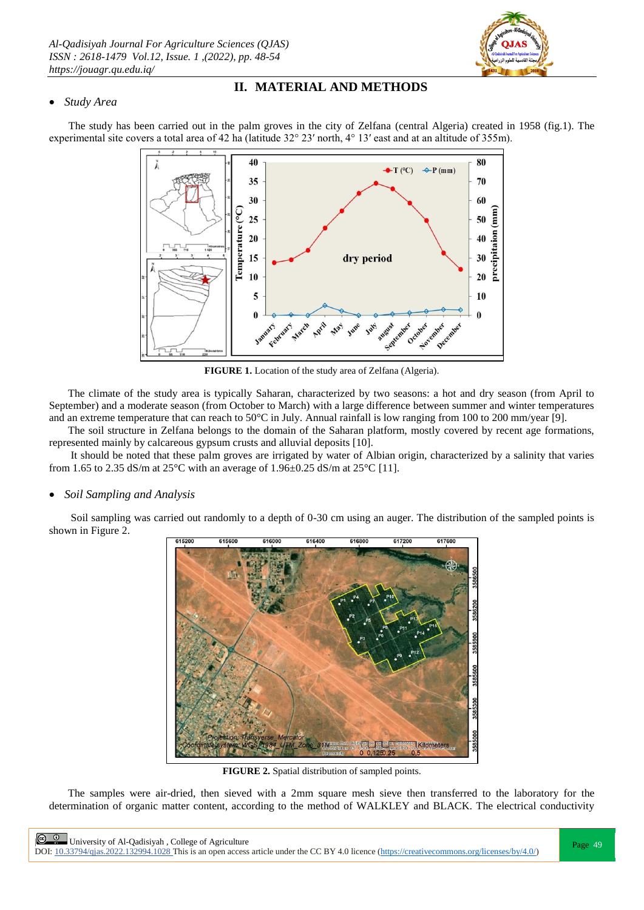## II. MATERIAL AND METHODS

- *Study Area*

The study has been carried out in the palm groves in the city of Zelfana (central Algeria) created in 1958 (fig.1). The experimental site covers a total area of 42 ha (latitude 32° 23′ north, 4° 13′ east and at an altitude of 355m).

**FIGURE 1.** Location of the study area of Zelfana (Algeria).

The climate of the study area is typically Saharan, characterized by two seasons: a hot and dry season (from April to September) and a moderate season (from October to March) with a large difference between summer and winter temperatures and an extreme temperature that can reach to 50°C in July. Annual rainfall is low ranging from 100 to 200 mm/year [9].

The soil structure in Zelfana belongs to the domain of the Saharan platform, mostly covered by recent age formations, represented mainly by calcareous gypsum crusts and alluvial deposits [10].

It should be noted that these palm groves are irrigated by water of Albian origin, characterized by a salinity that varies from 1.65 to 2.35 dS/m at 25°C with an average of 1.96±0.25 dS/m at 25°C [11].

- *Soil Sampling and Analysis*

Soil sampling was carried out randomly to a depth of 0-30 cm using an auger. The distribution of the sampled points is shown in Figure 2.

**FIGURE 2.** Spatial distribution of sampled points.

The samples were air-dried, then sieved with a 2mm square mesh sieve then transferred to the laboratory for the determination of organic matter content, according to the method of WALKLEY and BLACK. The electrical conductivity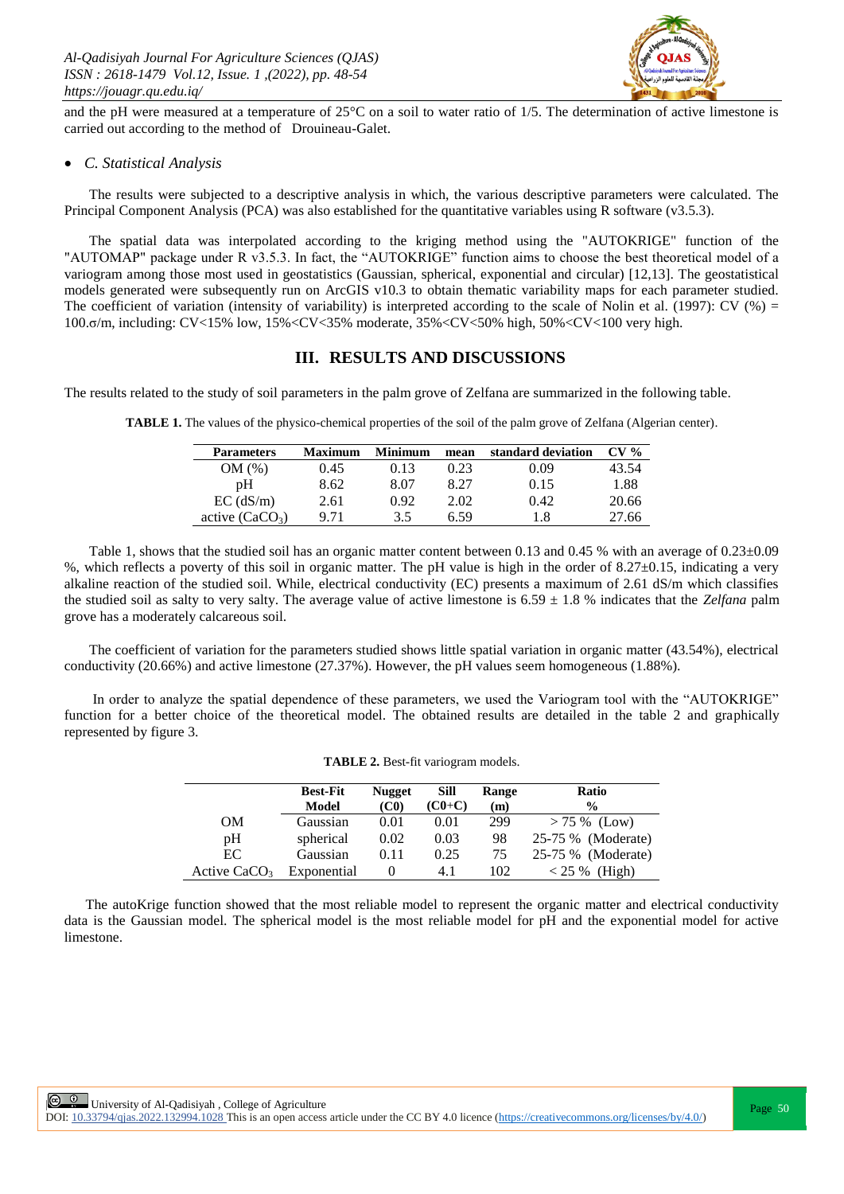and the pH were measured at a temperature of 25°C on a soil to water ratio of 1/5. The determination of active limestone is carried out according to the method of Drouineau-Galet.

- *C. Statistical Analysis*

The results were subjected to a descriptive analysis in which, the various descriptive parameters were calculated. The Principal Component Analysis (PCA) was also established for the quantitative variables using R software (v3.5.3).

The spatial data was interpolated according to the kriging method using the "AUTOKRIGE" function of the "AUTOMAP" package under R v3.5.3. In fact, the "AUTOKRIGE" function aims to choose the best theoretical model of a variogram among those most used in geostatistics (Gaussian, spherical, exponential and circular) [12,13]. The geostatistical models generated were subsequently run on ArcGIS v10.3 to obtain thematic variability maps for each parameter studied. The coefficient of variation (intensity of variability) is interpreted according to the scale of Nolin et al. (1997): CV (%) = $100.\sigma/m$, including: CV<15% low, 15%<CV<35% moderate, 35%<CV<50% high, 50%<CV<100 very high.

## III. RESULTS AND DISCUSSIONS

The results related to the study of soil parameters in the palm grove of Zelfana are summarized in the following table.

**TABLE 1.** The values of the physico-chemical properties of the soil of the palm grove of Zelfana (Algerian center).

| Parameters | Maximum | Minimum | mean | standard deviation | CV % |
|---|---|---|---|---|---|
| OM (%) | 0.45 | 0.13 | 0.23 | 0.09 | 43.54 |
| pH | 8.62 | 8.07 | 8.27 | 0.15 | 1.88 |
| EC (dS/m) | 2.61 | 0.92 | 2.02 | 0.42 | 20.66 |
| active ($CaCO_3$) | 9.71 | 3.5 | 6.59 | 1.8 | 27.66 |

Table 1, shows that the studied soil has an organic matter content between 0.13 and 0.45 % with an average of 0.23±0.09 %, which reflects a poverty of this soil in organic matter. The pH value is high in the order of 8.27±0.15, indicating a very alkaline reaction of the studied soil. While, electrical conductivity (EC) presents a maximum of 2.61 dS/m which classifies the studied soil as salty to very salty. The average value of active limestone is 6.59 ± 1.8 % indicates that the *Zelfana* palm grove has a moderately calcareous soil.

The coefficient of variation for the parameters studied shows little spatial variation in organic matter (43.54%), electrical conductivity (20.66%) and active limestone (27.37%). However, the pH values seem homogeneous (1.88%).

In order to analyze the spatial dependence of these parameters, we used the Variogram tool with the "AUTOKRIGE" function for a better choice of the theoretical model. The obtained results are detailed in the table 2 and graphically represented by figure 3.

**TABLE 2.** Best-fit variogram models.

| | Best-Fit Model | Nugget (C0) | Sill (C0+C) | Range (m) | Ratio % |
|---|---|---|---|---|---|
| OM | Gaussian | 0.01 | 0.01 | 299 | > 75 % (Low) |
| pH | spherical | 0.02 | 0.03 | 98 | 25-75 % (Moderate) |
| EC | Gaussian | 0.11 | 0.25 | 75 | 25-75 % (Moderate) |
| Active $CaCO_3$ | Exponential | 0 | 4.1 | 102 | < 25 % (High) |

The autoKrige function showed that the most reliable model to represent the organic matter and electrical conductivity data is the Gaussian model. The spherical model is the most reliable model for pH and the exponential model for active limestone.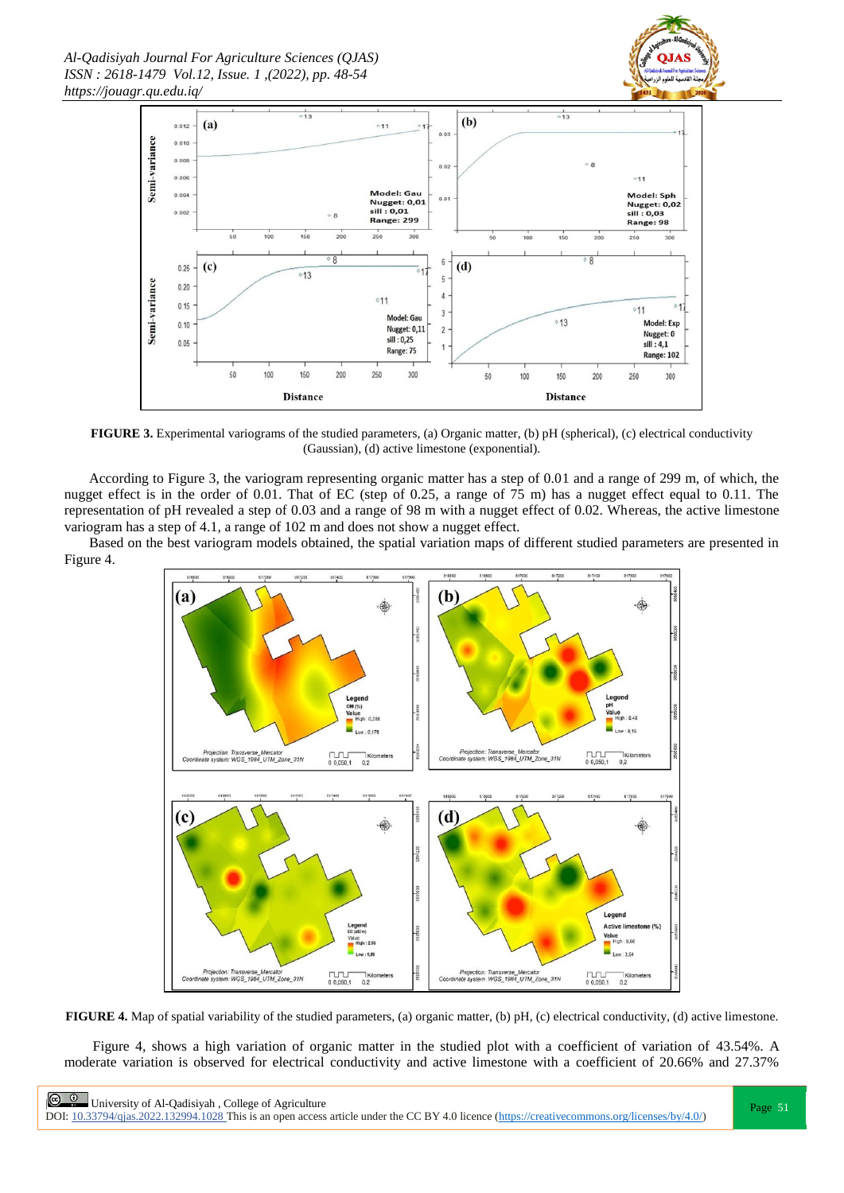**FIGURE 3.** Experimental variograms of the studied parameters, (a) Organic matter, (b) pH (spherical), (c) electrical conductivity (Gaussian), (d) active limestone (exponential).

According to Figure 3, the variogram representing organic matter has a step of 0.01 and a range of 299 m, of which, the nugget effect is in the order of 0.01. That of EC (step of 0.25, a range of 75 m) has a nugget effect equal to 0.11. The representation of pH revealed a step of 0.03 and a range of 98 m with a nugget effect of 0.02. Whereas, the active limestone variogram has a step of 4.1, a range of 102 m and does not show a nugget effect.

Based on the best variogram models obtained, the spatial variation maps of different studied parameters are presented in Figure 4.

**FIGURE 4.** Map of spatial variability of the studied parameters, (a) organic matter, (b) pH, (c) electrical conductivity, (d) active limestone.

Figure 4, shows a high variation of organic matter in the studied plot with a coefficient of variation of 43.54%. A moderate variation is observed for electrical conductivity and active limestone with a coefficient of 20.66% and 27.37%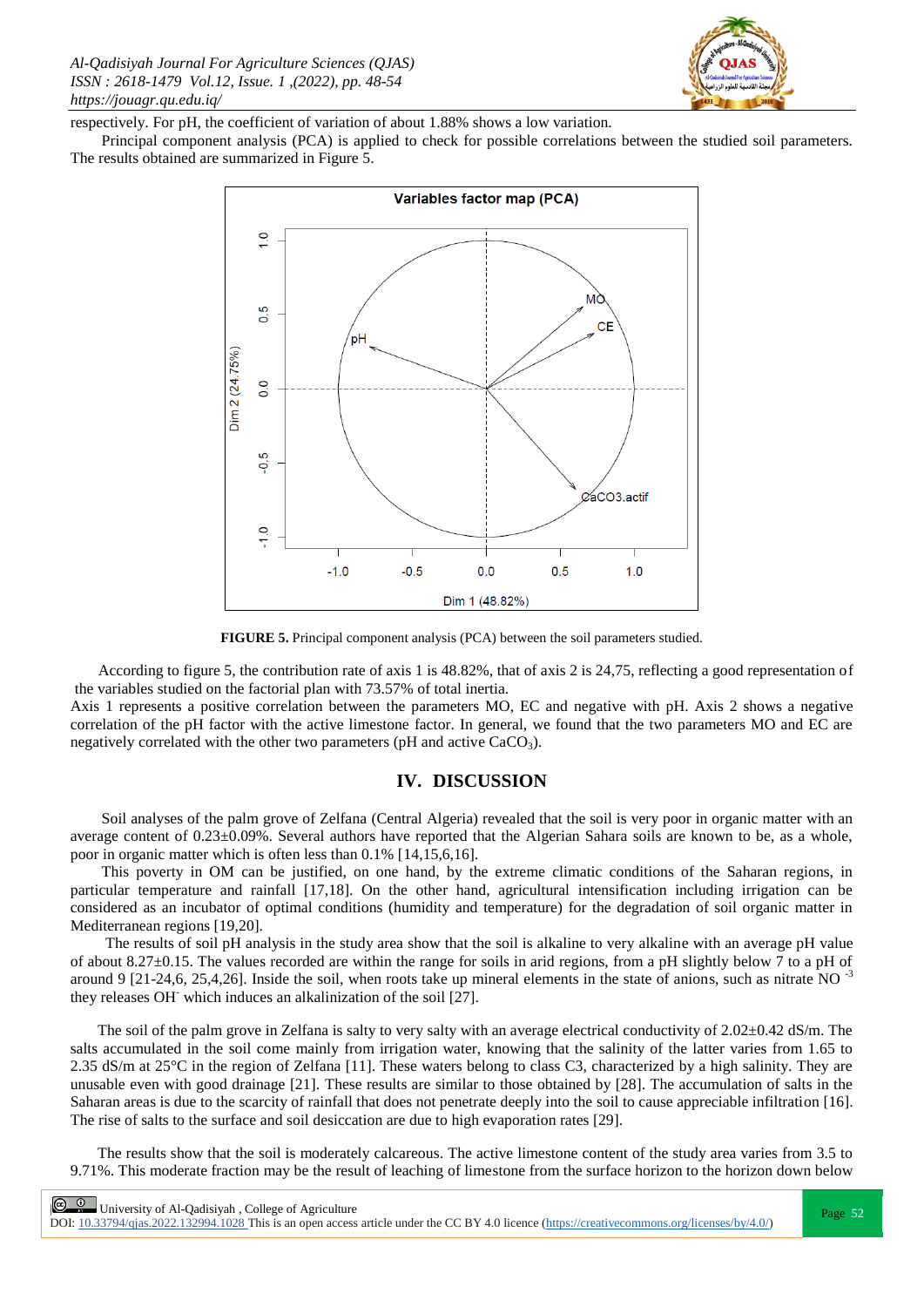respectively. For pH, the coefficient of variation of about 1.88% shows a low variation.

Principal component analysis (PCA) is applied to check for possible correlations between the studied soil parameters. The results obtained are summarized in Figure 5.

**FIGURE 5.** Principal component analysis (PCA) between the soil parameters studied.

According to figure 5, the contribution rate of axis 1 is 48.82%, that of axis 2 is 24,75, reflecting a good representation of the variables studied on the factorial plan with 73.57% of total inertia.

Axis 1 represents a positive correlation between the parameters MO, EC and negative with pH. Axis 2 shows a negative correlation of the pH factor with the active limestone factor. In general, we found that the two parameters MO and EC are negatively correlated with the other two parameters (pH and active $CaCO_3$).

## IV. DISCUSSION

Soil analyses of the palm grove of Zelfana (Central Algeria) revealed that the soil is very poor in organic matter with an average content of 0.23±0.09%. Several authors have reported that the Algerian Sahara soils are known to be, as a whole, poor in organic matter which is often less than 0.1% [14,15,6,16].

This poverty in OM can be justified, on one hand, by the extreme climatic conditions of the Saharan regions, in particular temperature and rainfall [17,18]. On the other hand, agricultural intensification including irrigation can be considered as an incubator of optimal conditions (humidity and temperature) for the degradation of soil organic matter in Mediterranean regions [19,20].

The results of soil pH analysis in the study area show that the soil is alkaline to very alkaline with an average pH value of about 8.27±0.15. The values recorded are within the range for soils in arid regions, from a pH slightly below 7 to a pH of around 9 [21-24,6, 25,4,26]. Inside the soil, when roots take up mineral elements in the state of anions, such as nitrate $NO^{-3}$ they releases $OH^{-}$ which induces an alkalinization of the soil [27].

The soil of the palm grove in Zelfana is salty to very salty with an average electrical conductivity of 2.02±0.42 dS/m. The salts accumulated in the soil come mainly from irrigation water, knowing that the salinity of the latter varies from 1.65 to 2.35 dS/m at 25°C in the region of Zelfana [11]. These waters belong to class C3, characterized by a high salinity. They are unusable even with good drainage [21]. These results are similar to those obtained by [28]. The accumulation of salts in the Saharan areas is due to the scarcity of rainfall that does not penetrate deeply into the soil to cause appreciable infiltration [16]. The rise of salts to the surface and soil desiccation are due to high evaporation rates [29].

The results show that the soil is moderately calcareous. The active limestone content of the study area varies from 3.5 to 9.71%. This moderate fraction may be the result of leaching of limestone from the surface horizon to the horizon down below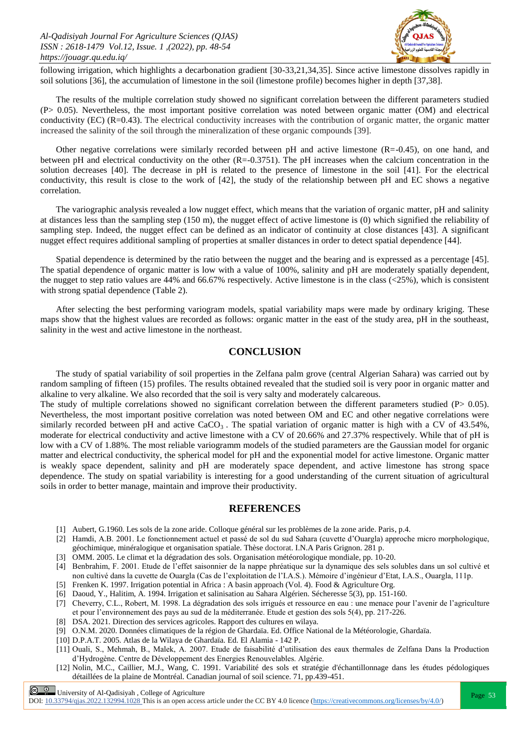following irrigation, which highlights a decarbonation gradient [30-33,21,34,35]. Since active limestone dissolves rapidly in soil solutions [36], the accumulation of limestone in the soil (limestone profile) becomes higher in depth [37,38].

The results of the multiple correlation study showed no significant correlation between the different parameters studied (P> 0.05). Nevertheless, the most important positive correlation was noted between organic matter (OM) and electrical conductivity (EC) (R=0.43). The electrical conductivity increases with the contribution of organic matter, the organic matter increased the salinity of the soil through the mineralization of these organic compounds [39].

Other negative correlations were similarly recorded between pH and active limestone (R=-0.45), on one hand, and between pH and electrical conductivity on the other (R=-0.3751). The pH increases when the calcium concentration in the solution decreases [40]. The decrease in pH is related to the presence of limestone in the soil [41]. For the electrical conductivity, this result is close to the work of [42], the study of the relationship between pH and EC shows a negative correlation.

The variographic analysis revealed a low nugget effect, which means that the variation of organic matter, pH and salinity at distances less than the sampling step (150 m), the nugget effect of active limestone is (0) which signified the reliability of sampling step. Indeed, the nugget effect can be defined as an indicator of continuity at close distances [43]. A significant nugget effect requires additional sampling of properties at smaller distances in order to detect spatial dependence [44].

Spatial dependence is determined by the ratio between the nugget and the bearing and is expressed as a percentage [45]. The spatial dependence of organic matter is low with a value of 100%, salinity and pH are moderately spatially dependent, the nugget to step ratio values are 44% and 66.67% respectively. Active limestone is in the class (<25%), which is consistent with strong spatial dependence (Table 2).

After selecting the best performing variogram models, spatial variability maps were made by ordinary kriging. These maps show that the highest values are recorded as follows: organic matter in the east of the study area, pH in the southeast, salinity in the west and active limestone in the northeast.

## CONCLUSION

The study of spatial variability of soil properties in the Zelfana palm grove (central Algerian Sahara) was carried out by random sampling of fifteen (15) profiles. The results obtained revealed that the studied soil is very poor in organic matter and alkaline to very alkaline. We also recorded that the soil is very salty and moderately calcareous.
The study of multiple correlations showed no significant correlation between the different parameters studied (P> 0.05). Nevertheless, the most important positive correlation was noted between OM and EC and other negative correlations were similarly recorded between pH and active $CaCO_3$ . The spatial variation of organic matter is high with a CV of 43.54%, moderate for electrical conductivity and active limestone with a CV of 20.66% and 27.37% respectively. While that of pH is low with a CV of 1.88%. The most reliable variogramm models of the studied parameters are the Gaussian model for organic matter and electrical conductivity, the spherical model for pH and the exponential model for active limestone. Organic matter is weakly space dependent, salinity and pH are moderately space dependent, and active limestone has strong space dependence. The study on spatial variability is interesting for a good understanding of the current situation of agricultural soils in order to better manage, maintain and improve their productivity.

## REFERENCES

[1] Aubert, G.1960. Les sols de la zone aride. Colloque général sur les problèmes de la zone aride. Paris, p.4.
[2] Hamdi, A.B. 2001. Le fonctionnement actuel et passé de sol du sud Sahara (cuvette d'Ouargla) approche micro morphologique, géochimique, minéralogique et organisation spatiale. Thèse doctorat. I.N.A Paris Grignon. 281 p.
[3] OMM. 2005. Le climat et la dégradation des sols. Organisation météorologique mondiale, pp. 10-20.
[4] Benbrahim, F. 2001. Etude de l'effet saisonnier de la nappe phréatique sur la dynamique des sels solubles dans un sol cultivé et non cultivé dans la cuvette de Ouargla (Cas de l'exploitation de l'I.A.S.). Mémoire d'ingénieur d'Etat, I.A.S., Ouargla, 111p.
[5] Frenken K. 1997. Irrigation potential in Africa : A basin approach (Vol. 4). Food & Agriculture Org.
[6] Daoud, Y., Halitim, A. 1994. Irrigation et salinisation au Sahara Algérien. Sécheresse 5(3), pp. 151-160.
[7] Cheverry, C.L., Robert, M. 1998. La dégradation des sols irrigués et ressource en eau : une menace pour l'avenir de l'agriculture et pour l'environnement des pays au sud de la méditerranée. Etude et gestion des sols 5(4), pp. 217-226.
[8] DSA. 2021. Direction des services agricoles. Rapport des cultures en wilaya.
[9] O.N.M. 2020. Données climatiques de la région de Ghardaïa. Ed. Office National de la Météorologie, Ghardaïa.
[10] D.P.A.T. 2005. Atlas de la Wilaya de Ghardaïa. Ed. El Alamia - 142 P.
[11] Ouali, S., Mehmah, B., Malek, A. 2007. Etude de faisabilité d'utilisation des eaux thermales de Zelfana Dans la Production d'Hydrogène. Centre de Développement des Energies Renouvelables. Algérie.
[12] Nolin, M.C., Caillier, M.J., Wang, C. 1991. Variabilité des sols et stratégie d'échantillonnage dans les études pédologiques détaillées de la plaine de Montréal. Canadian journal of soil science. 71, pp.439-451.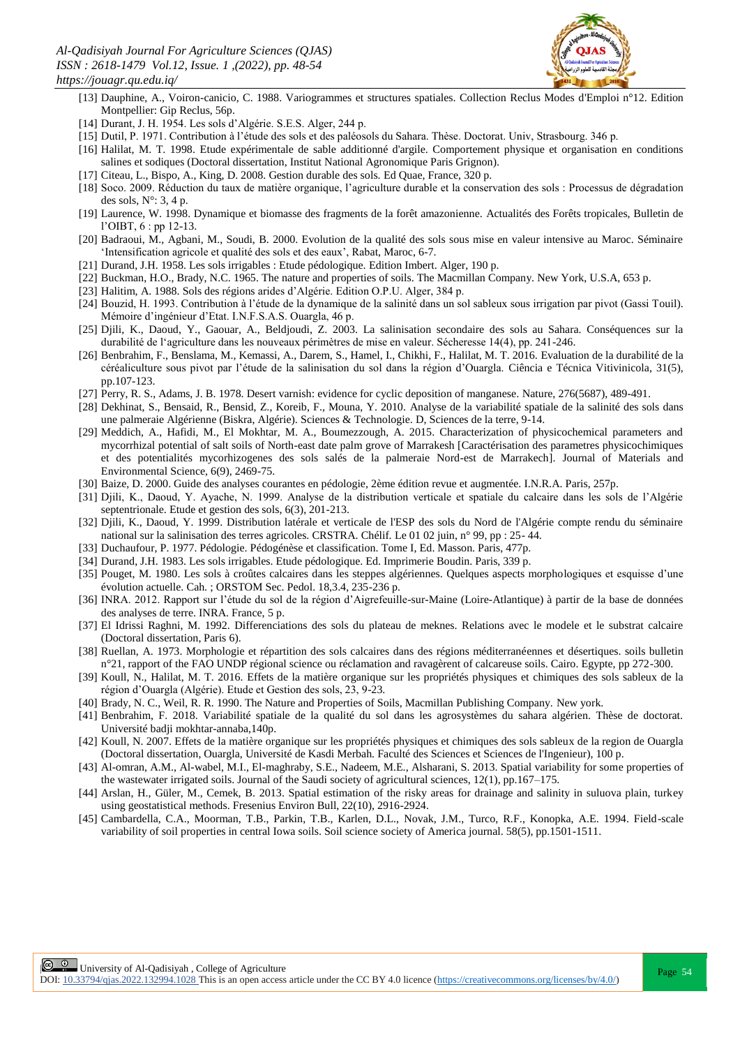[13] Dauphine, A., Voiron-canicio, C. 1988. Variogrammes et structures spatiales. Collection Reclus Modes d'Emploi n°12. Edition Montpellier: Gip Reclus, 56p.

[14] Durant, J. H. 1954. Les sols d'Algérie. S.E.S. Alger, 244 p.

[15] Dutil, P. 1971. Contribution à l'étude des sols et des paléosols du Sahara. Thèse. Doctorat. Univ, Strasbourg. 346 p.

[16] Halilat, M. T. 1998. Etude expérimentale de sable additionné d'argile. Comportement physique et organisation en conditions salines et sodiques (Doctoral dissertation, Institut National Agronomique Paris Grignon).

[17] Citeau, L., Bispo, A., King, D. 2008. Gestion durable des sols. Ed Quae, France, 320 p.

[18] Soco. 2009. Réduction du taux de matière organique, l'agriculture durable et la conservation des sols : Processus de dégradation des sols, N°: 3, 4 p.

[19] Laurence, W. 1998. Dynamique et biomasse des fragments de la forêt amazonienne. Actualités des Forêts tropicales, Bulletin de l'OIBT, 6 : pp 12-13.

[20] Badraoui, M., Agbani, M., Soudi, B. 2000. Evolution de la qualité des sols sous mise en valeur intensive au Maroc. Séminaire 'Intensification agricole et qualité des sols et des eaux', Rabat, Maroc, 6-7.

[21] Durand, J.H. 1958. Les sols irrigables : Etude pédologique. Edition Imbert. Alger, 190 p.

[22] Buckman, H.O., Brady, N.C. 1965. The nature and properties of soils. The Macmillan Company. New York, U.S.A, 653 p.

[23] Halitim, A. 1988. Sols des régions arides d'Algérie. Edition O.P.U. Alger, 384 p.

[24] Bouzid, H. 1993. Contribution à l'étude de la dynamique de la salinité dans un sol sableux sous irrigation par pivot (Gassi Touil). Mémoire d'ingénieur d'Etat. I.N.F.S.A.S. Ouargla, 46 p.

[25] Djili, K., Daoud, Y., Gaouar, A., Beldjoudi, Z. 2003. La salinisation secondaire des sols au Sahara. Conséquences sur la durabilité de l'agriculture dans les nouveaux périmètres de mise en valeur. Sécheresse 14(4), pp. 241-246.

[26] Benbrahim, F., Benslama, M., Kemassi, A., Darem, S., Hamel, I., Chikhi, F., Halilat, M. T. 2016. Evaluation de la durabilité de la céréaliculture sous pivot par l'étude de la salinisation du sol dans la région d'Ouargla. Ciência e Técnica Vitivinicola, 31(5), pp.107-123.

[27] Perry, R. S., Adams, J. B. 1978. Desert varnish: evidence for cyclic deposition of manganese. Nature, 276(5687), 489-491.

[28] Dekhinat, S., Bensaid, R., Bensid, Z., Koreib, F., Mouna, Y. 2010. Analyse de la variabilité spatiale de la salinité des sols dans une palmeraie Algérienne (Biskra, Algérie). Sciences & Technologie. D, Sciences de la terre, 9-14.

[29] Meddich, A., Hafidi, M., El Mokhtar, M. A., Boumezzough, A. 2015. Characterization of physicochemical parameters and mycorrhizal potential of salt soils of North-east date palm grove of Marrakesh [Caractérisation des parametres physicochimiques et des potentialités mycorhizogenes des sols salés de la palmeraie Nord-est de Marrakech]. Journal of Materials and Environmental Science, 6(9), 2469-75.

[30] Baize, D. 2000. Guide des analyses courantes en pédologie, 2ème édition revue et augmentée. I.N.R.A. Paris, 257p.

[31] Djili, K., Daoud, Y. Ayache, N. 1999. Analyse de la distribution verticale et spatiale du calcaire dans les sols de l'Algérie septentrionale. Etude et gestion des sols, 6(3), 201-213.

[32] Djili, K., Daoud, Y. 1999. Distribution latérale et verticale de l'ESP des sols du Nord de l'Algérie compte rendu du séminaire national sur la salinisation des terres agricoles. CRSTRA. Chélif. Le 01 02 juin, n° 99, pp : 25- 44.

[33] Duchaufour, P. 1977. Pédologie. Pédogénèse et classification. Tome I, Ed. Masson. Paris, 477p.

[34] Durand, J.H. 1983. Les sols irrigables. Etude pédologique. Ed. Imprimerie Boudin. Paris, 339 p.

[35] Pouget, M. 1980. Les sols à croûtes calcaires dans les steppes algériennes. Quelques aspects morphologiques et esquisse d'une évolution actuelle. Cah. ; ORSTOM Sec. Pedol. 18,3.4, 235-236 p.

[36] INRA. 2012. Rapport sur l'étude du sol de la région d'Aigrefeuille-sur-Maine (Loire-Atlantique) à partir de la base de données des analyses de terre. INRA. France, 5 p.

[37] El Idrissi Raghni, M. 1992. Differenciations des sols du plateau de meknes. Relations avec le modele et le substrat calcaire (Doctoral dissertation, Paris 6).

[38] Ruellan, A. 1973. Morphologie et répartition des sols calcaires dans des régions méditerranéennes et désertiques. soils bulletin n°21, rapport of the FAO UNDP régional science ou réclamation and ravagèrent of calcareuse soils. Cairo. Egypte, pp 272-300.

[39] Koull, N., Halilat, M. T. 2016. Effets de la matière organique sur les propriétés physiques et chimiques des sols sableux de la région d'Ouargla (Algérie). Etude et Gestion des sols, 23, 9-23.

[40] Brady, N. C., Weil, R. R. 1990. The Nature and Properties of Soils, Macmillan Publishing Company. New york.

[41] Benbrahim, F. 2018. Variabilité spatiale de la qualité du sol dans les agrosystèmes du sahara algérien. Thèse de doctorat. Université badji mokhtar-annaba,140p.

[42] Koull, N. 2007. Effets de la matière organique sur les propriétés physiques et chimiques des sols sableux de la region de Ouargla (Doctoral dissertation, Ouargla, Université de Kasdi Merbah. Faculté des Sciences et Sciences de l'Ingenieur), 100 p.

[43] Al-omran, A.M., Al-wabel, M.I., El-maghraby, S.E., Nadeem, M.E., Alsharani, S. 2013. Spatial variability for some properties of the wastewater irrigated soils. Journal of the Saudi society of agricultural sciences, 12(1), pp.167–175.

[44] Arslan, H., Güler, M., Cemek, B. 2013. Spatial estimation of the risky areas for drainage and salinity in suluova plain, turkey using geostatistical methods. Fresenius Environ Bull, 22(10), 2916-2924.

[45] Cambardella, C.A., Moorman, T.B., Parkin, T.B., Karlen, D.L., Novak, J.M., Turco, R.F., Konopka, A.E. 1994. Field-scale variability of soil properties in central Iowa soils. Soil science society of America journal. 58(5), pp.1501-1511.